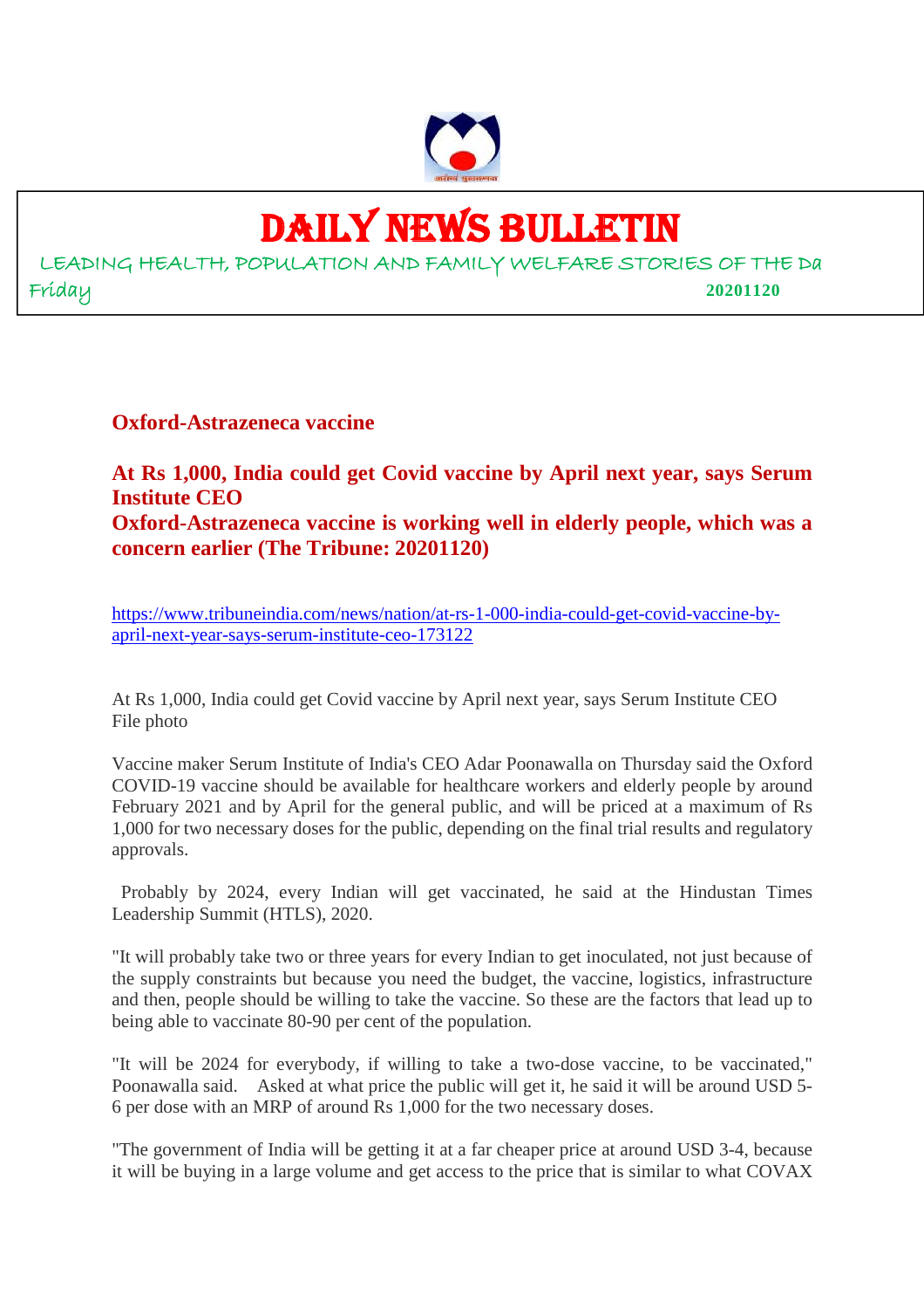# DAILY NEWS BULLETIN

LEADING HEALTH, POPULATION AND FAMILY WELFARE STORIES OF THE Da

Friday **20201120**

## Oxford-Astrazeneca vaccine

## At Rs 1,000, India could get Covid vaccine by April next year, says Serum Institute CEO
## Oxford-Astrazeneca vaccine is working well in elderly people, which was a concern earlier (The Tribune: 20201120)

https://www.tribuneindia.com/news/nation/at-rs-1-000-india-could-get-covid-vaccine-by-april-next-year-says-serum-institute-ceo-173122

At Rs 1,000, India could get Covid vaccine by April next year, says Serum Institute CEO
File photo

Vaccine maker Serum Institute of India's CEO Adar Poonawalla on Thursday said the Oxford COVID-19 vaccine should be available for healthcare workers and elderly people by around February 2021 and by April for the general public, and will be priced at a maximum of Rs 1,000 for two necessary doses for the public, depending on the final trial results and regulatory approvals.

Probably by 2024, every Indian will get vaccinated, he said at the Hindustan Times Leadership Summit (HTLS), 2020.

"It will probably take two or three years for every Indian to get inoculated, not just because of the supply constraints but because you need the budget, the vaccine, logistics, infrastructure and then, people should be willing to take the vaccine. So these are the factors that lead up to being able to vaccinate 80-90 per cent of the population.

"It will be 2024 for everybody, if willing to take a two-dose vaccine, to be vaccinated," Poonawalla said. Asked at what price the public will get it, he said it will be around USD 5-6 per dose with an MRP of around Rs 1,000 for the two necessary doses.

"The government of India will be getting it at a far cheaper price at around USD 3-4, because it will be buying in a large volume and get access to the price that is similar to what COVAX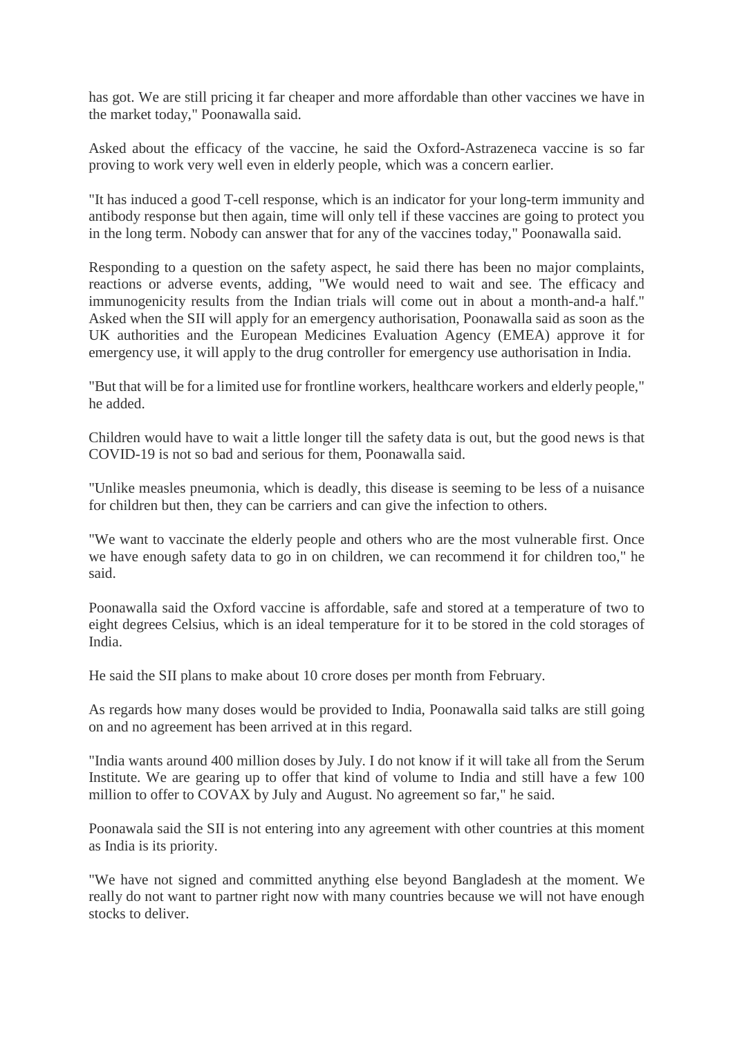has got. We are still pricing it far cheaper and more affordable than other vaccines we have in the market today," Poonawalla said.

Asked about the efficacy of the vaccine, he said the Oxford-Astrazeneca vaccine is so far proving to work very well even in elderly people, which was a concern earlier.

"It has induced a good T-cell response, which is an indicator for your long-term immunity and antibody response but then again, time will only tell if these vaccines are going to protect you in the long term. Nobody can answer that for any of the vaccines today," Poonawalla said.

Responding to a question on the safety aspect, he said there has been no major complaints, reactions or adverse events, adding, "We would need to wait and see. The efficacy and immunogenicity results from the Indian trials will come out in about a month-and-a half." Asked when the SII will apply for an emergency authorisation, Poonawalla said as soon as the UK authorities and the European Medicines Evaluation Agency (EMEA) approve it for emergency use, it will apply to the drug controller for emergency use authorisation in India.

"But that will be for a limited use for frontline workers, healthcare workers and elderly people," he added.

Children would have to wait a little longer till the safety data is out, but the good news is that COVID-19 is not so bad and serious for them, Poonawalla said.

"Unlike measles pneumonia, which is deadly, this disease is seeming to be less of a nuisance for children but then, they can be carriers and can give the infection to others.

"We want to vaccinate the elderly people and others who are the most vulnerable first. Once we have enough safety data to go in on children, we can recommend it for children too," he said.

Poonawalla said the Oxford vaccine is affordable, safe and stored at a temperature of two to eight degrees Celsius, which is an ideal temperature for it to be stored in the cold storages of India.

He said the SII plans to make about 10 crore doses per month from February.

As regards how many doses would be provided to India, Poonawalla said talks are still going on and no agreement has been arrived at in this regard.

"India wants around 400 million doses by July. I do not know if it will take all from the Serum Institute. We are gearing up to offer that kind of volume to India and still have a few 100 million to offer to COVAX by July and August. No agreement so far," he said.

Poonawala said the SII is not entering into any agreement with other countries at this moment as India is its priority.

"We have not signed and committed anything else beyond Bangladesh at the moment. We really do not want to partner right now with many countries because we will not have enough stocks to deliver.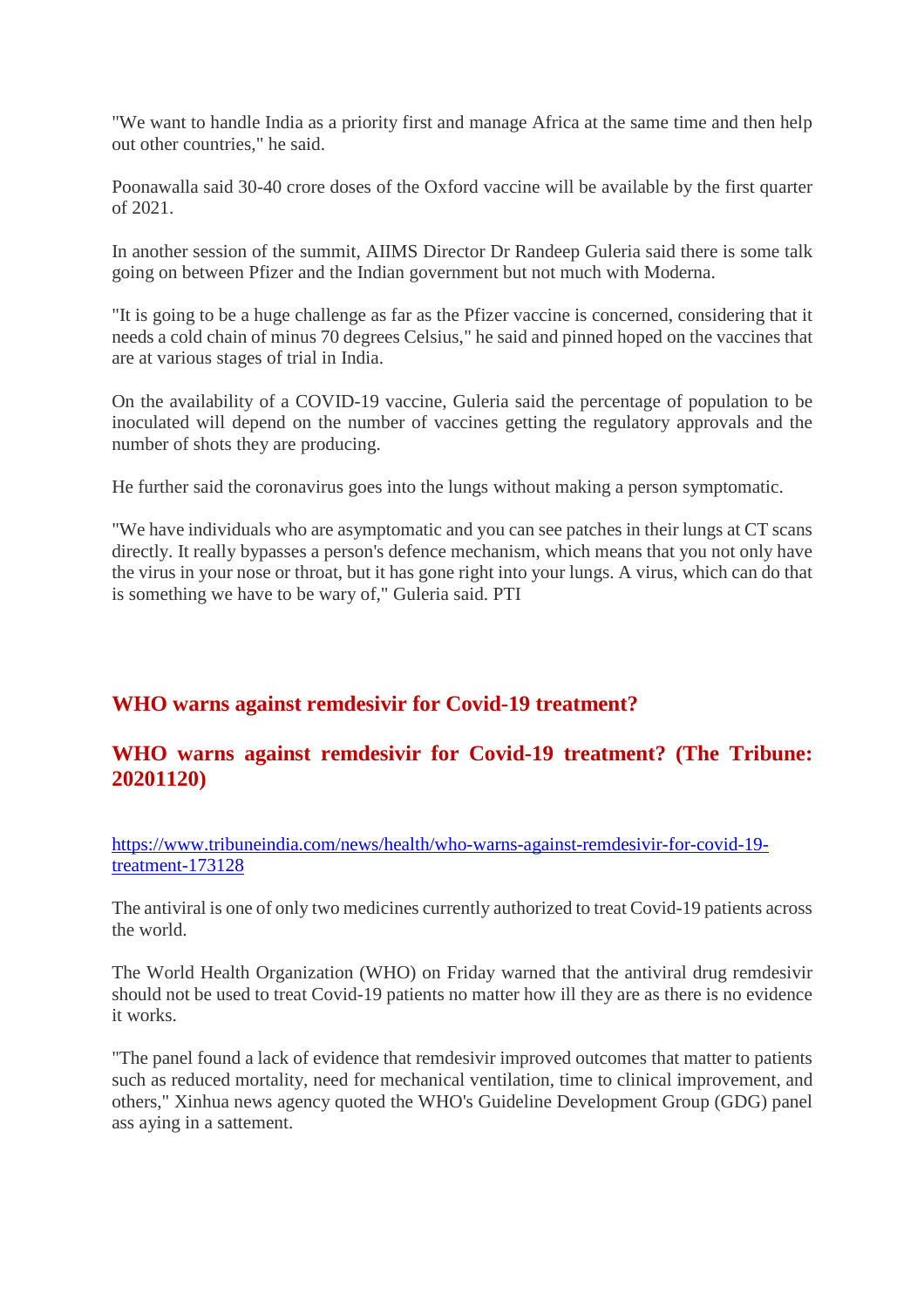"We want to handle India as a priority first and manage Africa at the same time and then help out other countries," he said.

Poonawalla said 30-40 crore doses of the Oxford vaccine will be available by the first quarter of 2021.

In another session of the summit, AIIMS Director Dr Randeep Guleria said there is some talk going on between Pfizer and the Indian government but not much with Moderna.

"It is going to be a huge challenge as far as the Pfizer vaccine is concerned, considering that it needs a cold chain of minus 70 degrees Celsius," he said and pinned hoped on the vaccines that are at various stages of trial in India.

On the availability of a COVID-19 vaccine, Guleria said the percentage of population to be inoculated will depend on the number of vaccines getting the regulatory approvals and the number of shots they are producing.

He further said the coronavirus goes into the lungs without making a person symptomatic.

"We have individuals who are asymptomatic and you can see patches in their lungs at CT scans directly. It really bypasses a person's defence mechanism, which means that you not only have the virus in your nose or throat, but it has gone right into your lungs. A virus, which can do that is something we have to be wary of," Guleria said. PTI

## WHO warns against remdesivir for Covid-19 treatment?

## WHO warns against remdesivir for Covid-19 treatment? (The Tribune: 20201120)

[https://www.tribuneindia.com/news/health/who-warns-against-remdesivir-for-covid-19-treatment-173128](https://www.tribuneindia.com/news/health/who-warns-against-remdesivir-for-covid-19-treatment-173128)

The antiviral is one of only two medicines currently authorized to treat Covid-19 patients across the world.

The World Health Organization (WHO) on Friday warned that the antiviral drug remdesivir should not be used to treat Covid-19 patients no matter how ill they are as there is no evidence it works.

"The panel found a lack of evidence that remdesivir improved outcomes that matter to patients such as reduced mortality, need for mechanical ventilation, time to clinical improvement, and others," Xinhua news agency quoted the WHO's Guideline Development Group (GDG) panel ass aying in a sattement.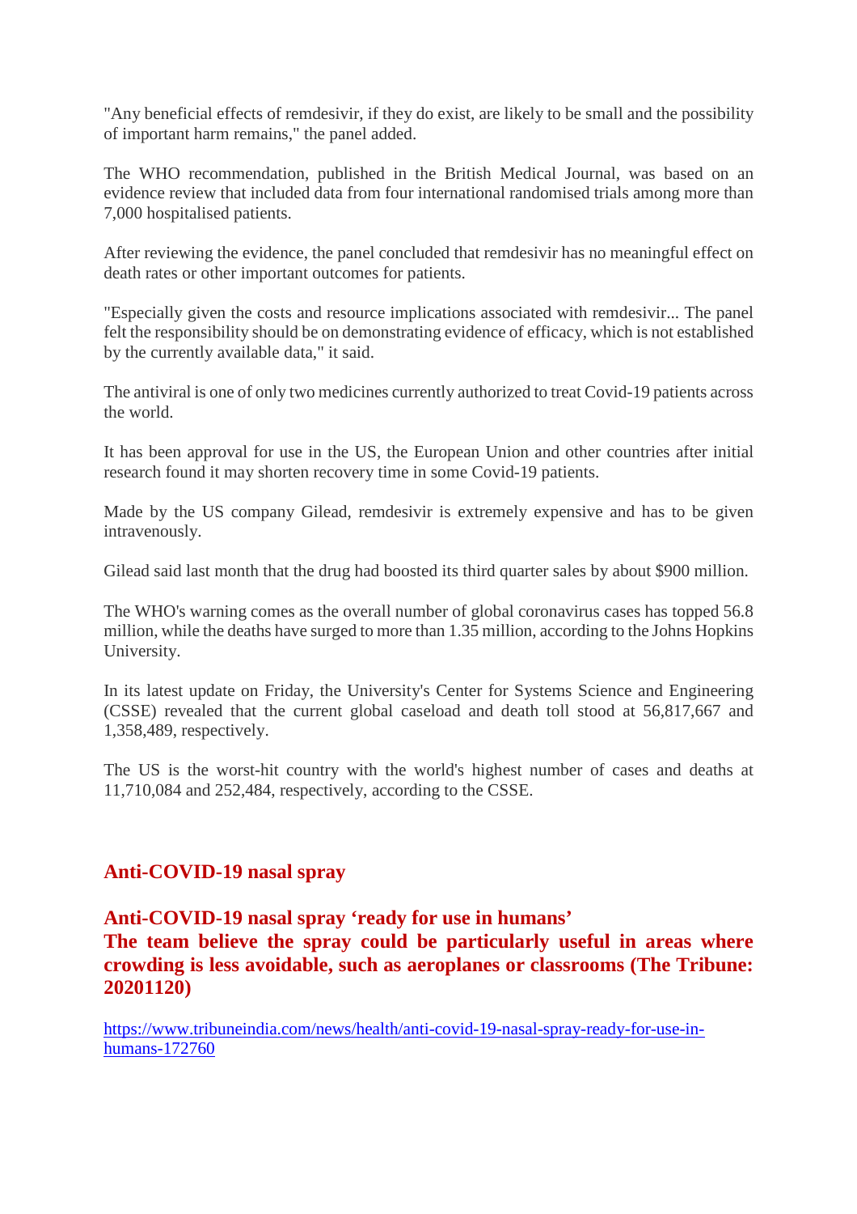"Any beneficial effects of remdesivir, if they do exist, are likely to be small and the possibility of important harm remains," the panel added.

The WHO recommendation, published in the British Medical Journal, was based on an evidence review that included data from four international randomised trials among more than 7,000 hospitalised patients.

After reviewing the evidence, the panel concluded that remdesivir has no meaningful effect on death rates or other important outcomes for patients.

"Especially given the costs and resource implications associated with remdesivir... The panel felt the responsibility should be on demonstrating evidence of efficacy, which is not established by the currently available data," it said.

The antiviral is one of only two medicines currently authorized to treat Covid-19 patients across the world.

It has been approval for use in the US, the European Union and other countries after initial research found it may shorten recovery time in some Covid-19 patients.

Made by the US company Gilead, remdesivir is extremely expensive and has to be given intravenously.

Gilead said last month that the drug had boosted its third quarter sales by about $900 million.

The WHO's warning comes as the overall number of global coronavirus cases has topped 56.8 million, while the deaths have surged to more than 1.35 million, according to the Johns Hopkins University.

In its latest update on Friday, the University's Center for Systems Science and Engineering (CSSE) revealed that the current global caseload and death toll stood at 56,817,667 and 1,358,489, respectively.

The US is the worst-hit country with the world's highest number of cases and deaths at 11,710,084 and 252,484, respectively, according to the CSSE.

## Anti-COVID-19 nasal spray

### Anti-COVID-19 nasal spray 'ready for use in humans'

### The team believe the spray could be particularly useful in areas where crowding is less avoidable, such as aeroplanes or classrooms (The Tribune: 20201120)

https://www.tribuneindia.com/news/health/anti-covid-19-nasal-spray-ready-for-use-in-humans-172760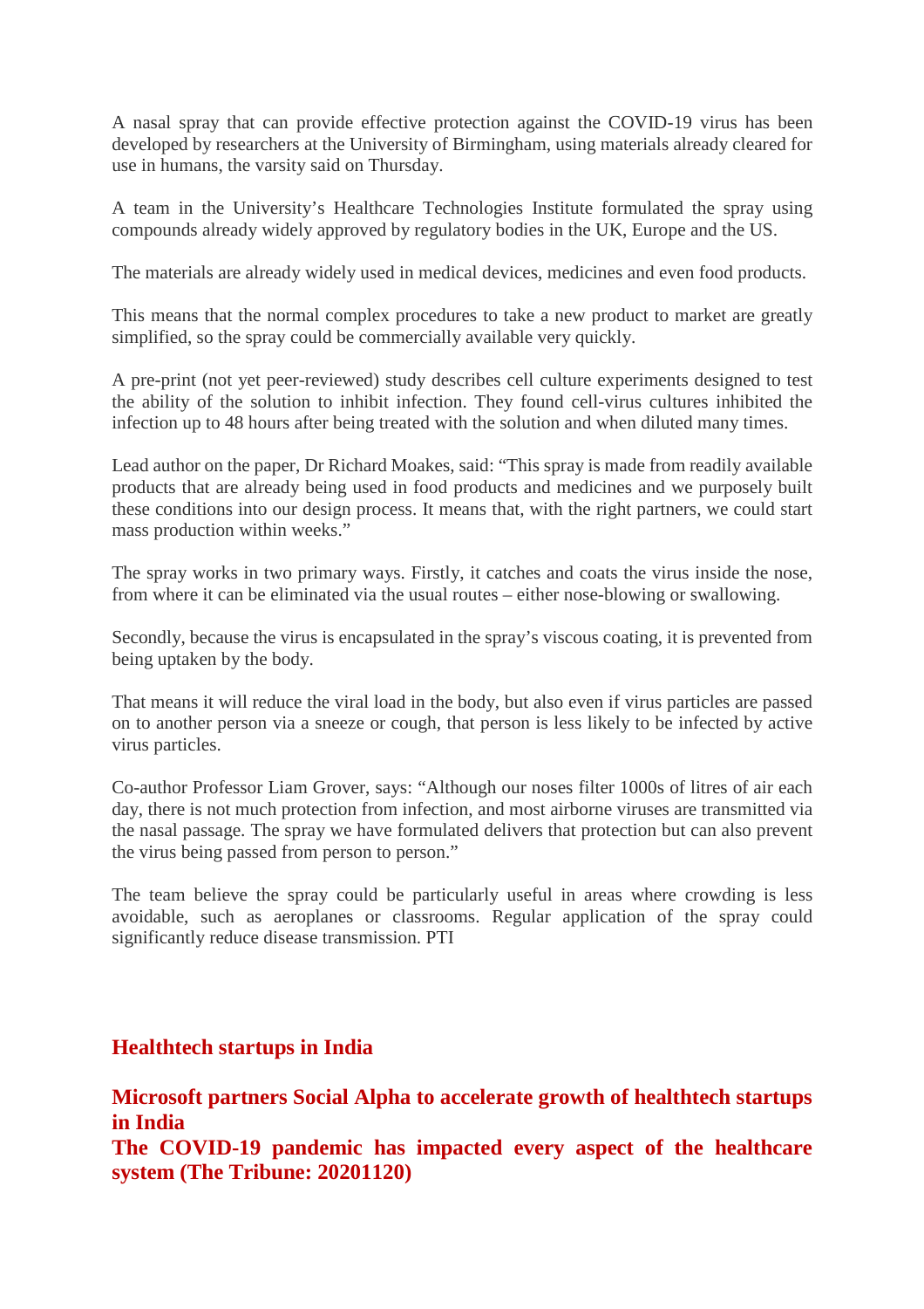A nasal spray that can provide effective protection against the COVID-19 virus has been developed by researchers at the University of Birmingham, using materials already cleared for use in humans, the varsity said on Thursday.

A team in the University's Healthcare Technologies Institute formulated the spray using compounds already widely approved by regulatory bodies in the UK, Europe and the US.

The materials are already widely used in medical devices, medicines and even food products.

This means that the normal complex procedures to take a new product to market are greatly simplified, so the spray could be commercially available very quickly.

A pre-print (not yet peer-reviewed) study describes cell culture experiments designed to test the ability of the solution to inhibit infection. They found cell-virus cultures inhibited the infection up to 48 hours after being treated with the solution and when diluted many times.

Lead author on the paper, Dr Richard Moakes, said: "This spray is made from readily available products that are already being used in food products and medicines and we purposely built these conditions into our design process. It means that, with the right partners, we could start mass production within weeks."

The spray works in two primary ways. Firstly, it catches and coats the virus inside the nose, from where it can be eliminated via the usual routes – either nose-blowing or swallowing.

Secondly, because the virus is encapsulated in the spray's viscous coating, it is prevented from being uptaken by the body.

That means it will reduce the viral load in the body, but also even if virus particles are passed on to another person via a sneeze or cough, that person is less likely to be infected by active virus particles.

Co-author Professor Liam Grover, says: "Although our noses filter 1000s of litres of air each day, there is not much protection from infection, and most airborne viruses are transmitted via the nasal passage. The spray we have formulated delivers that protection but can also prevent the virus being passed from person to person."

The team believe the spray could be particularly useful in areas where crowding is less avoidable, such as aeroplanes or classrooms. Regular application of the spray could significantly reduce disease transmission. PTI

## Healthtech startups in India

**Microsoft partners Social Alpha to accelerate growth of healthtech startups in India**
**The COVID-19 pandemic has impacted every aspect of the healthcare system (The Tribune: 20201120)**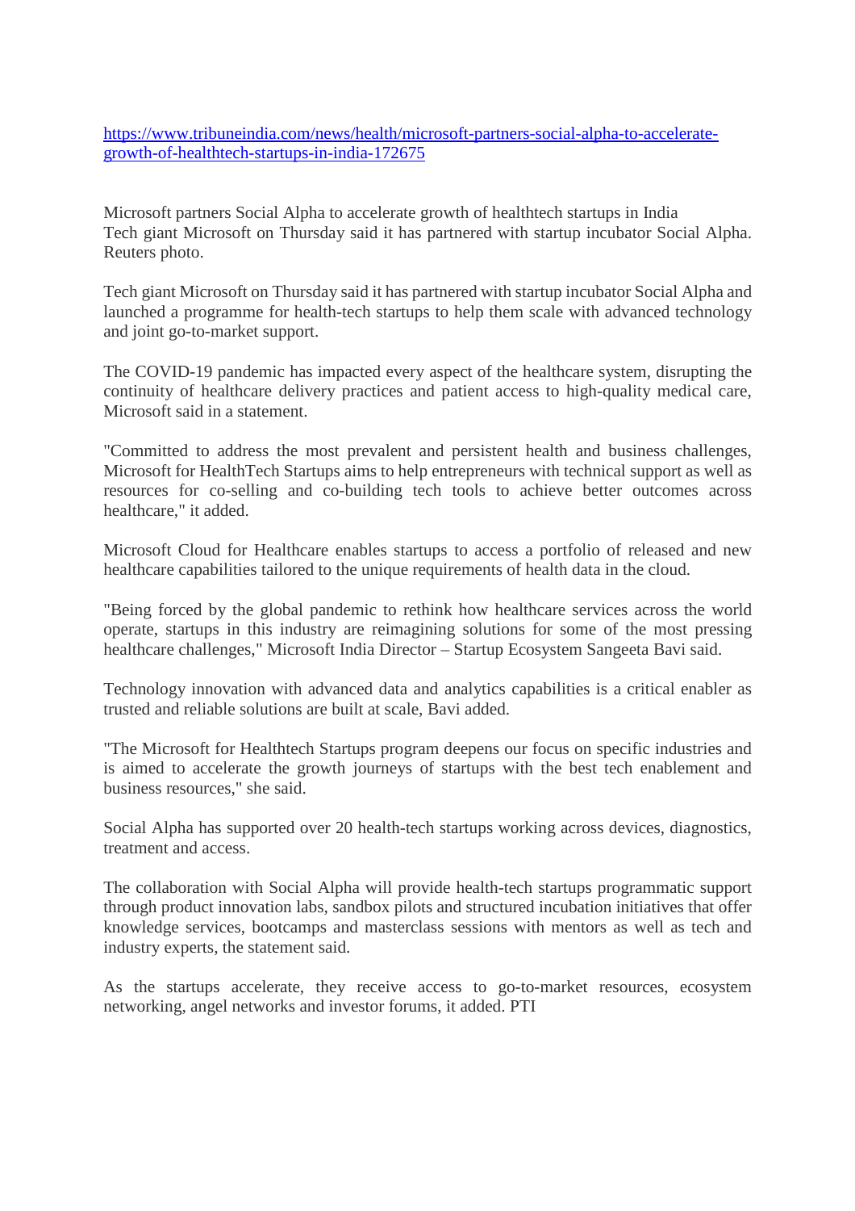[https://www.tribuneindia.com/news/health/microsoft-partners-social-alpha-to-accelerate-growth-of-healthtech-startups-in-india-172675](https://www.tribuneindia.com/news/health/microsoft-partners-social-alpha-to-accelerate-growth-of-healthtech-startups-in-india-172675)

Microsoft partners Social Alpha to accelerate growth of healthtech startups in India
Tech giant Microsoft on Thursday said it has partnered with startup incubator Social Alpha. Reuters photo.

Tech giant Microsoft on Thursday said it has partnered with startup incubator Social Alpha and launched a programme for health-tech startups to help them scale with advanced technology and joint go-to-market support.

The COVID-19 pandemic has impacted every aspect of the healthcare system, disrupting the continuity of healthcare delivery practices and patient access to high-quality medical care, Microsoft said in a statement.

"Committed to address the most prevalent and persistent health and business challenges, Microsoft for HealthTech Startups aims to help entrepreneurs with technical support as well as resources for co-selling and co-building tech tools to achieve better outcomes across healthcare," it added.

Microsoft Cloud for Healthcare enables startups to access a portfolio of released and new healthcare capabilities tailored to the unique requirements of health data in the cloud.

"Being forced by the global pandemic to rethink how healthcare services across the world operate, startups in this industry are reimagining solutions for some of the most pressing healthcare challenges," Microsoft India Director – Startup Ecosystem Sangeeta Bavi said.

Technology innovation with advanced data and analytics capabilities is a critical enabler as trusted and reliable solutions are built at scale, Bavi added.

"The Microsoft for Healthtech Startups program deepens our focus on specific industries and is aimed to accelerate the growth journeys of startups with the best tech enablement and business resources," she said.

Social Alpha has supported over 20 health-tech startups working across devices, diagnostics, treatment and access.

The collaboration with Social Alpha will provide health-tech startups programmatic support through product innovation labs, sandbox pilots and structured incubation initiatives that offer knowledge services, bootcamps and masterclass sessions with mentors as well as tech and industry experts, the statement said.

As the startups accelerate, they receive access to go-to-market resources, ecosystem networking, angel networks and investor forums, it added. PTI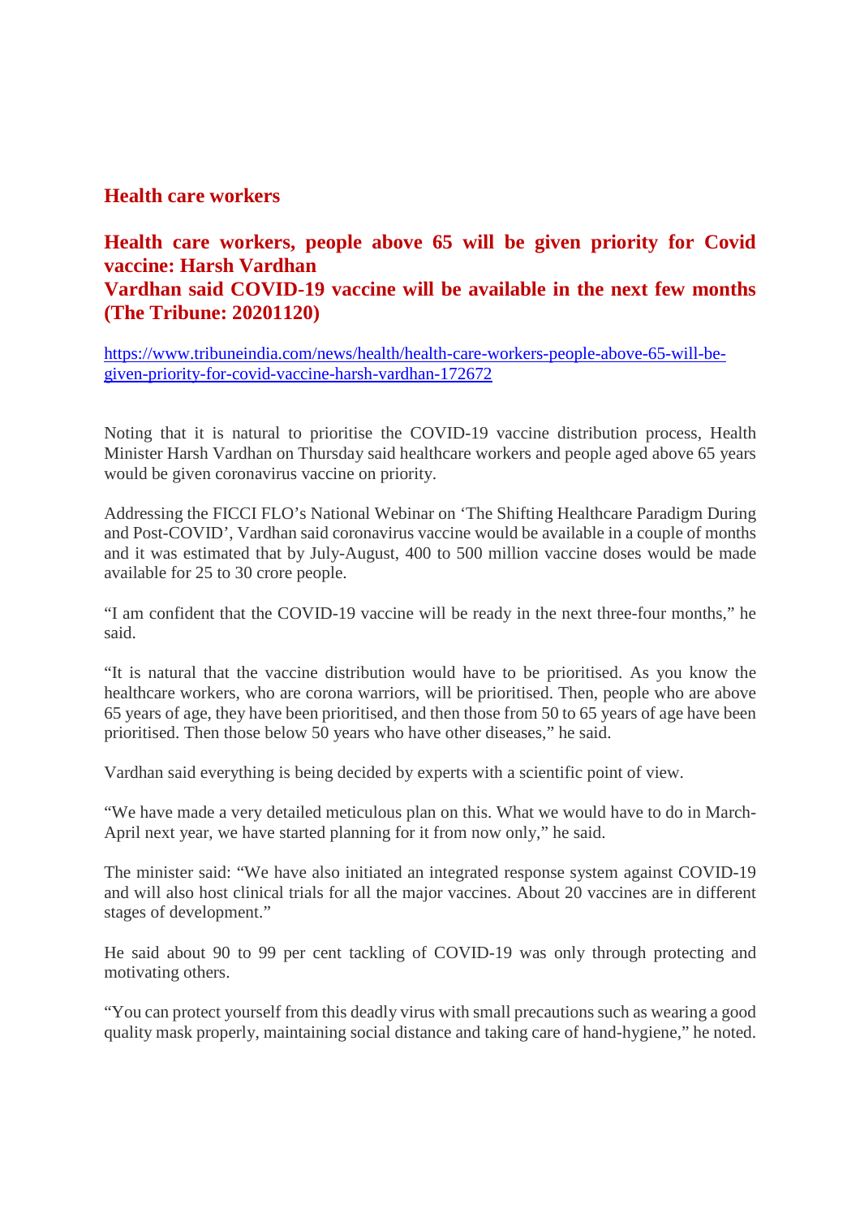## Health care workers

### Health care workers, people above 65 will be given priority for Covid vaccine: Harsh Vardhan
### Vardhan said COVID-19 vaccine will be available in the next few months (The Tribune: 20201120)

https://www.tribuneindia.com/news/health/health-care-workers-people-above-65-will-be-given-priority-for-covid-vaccine-harsh-vardhan-172672

Noting that it is natural to prioritise the COVID-19 vaccine distribution process, Health Minister Harsh Vardhan on Thursday said healthcare workers and people aged above 65 years would be given coronavirus vaccine on priority.

Addressing the FICCI FLO's National Webinar on 'The Shifting Healthcare Paradigm During and Post-COVID', Vardhan said coronavirus vaccine would be available in a couple of months and it was estimated that by July-August, 400 to 500 million vaccine doses would be made available for 25 to 30 crore people.

"I am confident that the COVID-19 vaccine will be ready in the next three-four months," he said.

"It is natural that the vaccine distribution would have to be prioritised. As you know the healthcare workers, who are corona warriors, will be prioritised. Then, people who are above 65 years of age, they have been prioritised, and then those from 50 to 65 years of age have been prioritised. Then those below 50 years who have other diseases," he said.

Vardhan said everything is being decided by experts with a scientific point of view.

"We have made a very detailed meticulous plan on this. What we would have to do in March-April next year, we have started planning for it from now only," he said.

The minister said: "We have also initiated an integrated response system against COVID-19 and will also host clinical trials for all the major vaccines. About 20 vaccines are in different stages of development."

He said about 90 to 99 per cent tackling of COVID-19 was only through protecting and motivating others.

"You can protect yourself from this deadly virus with small precautions such as wearing a good quality mask properly, maintaining social distance and taking care of hand-hygiene," he noted.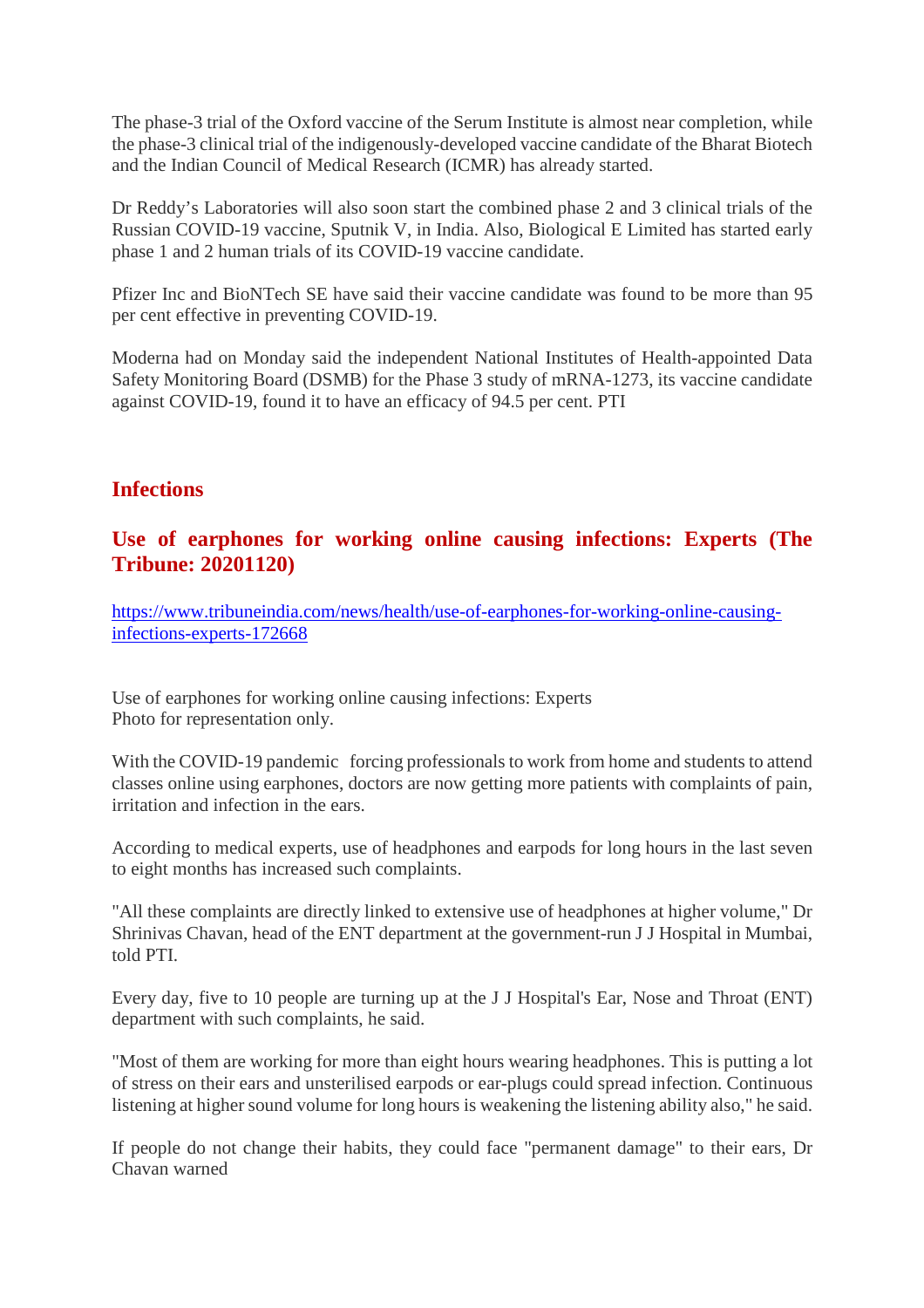The phase-3 trial of the Oxford vaccine of the Serum Institute is almost near completion, while the phase-3 clinical trial of the indigenously-developed vaccine candidate of the Bharat Biotech and the Indian Council of Medical Research (ICMR) has already started.

Dr Reddy's Laboratories will also soon start the combined phase 2 and 3 clinical trials of the Russian COVID-19 vaccine, Sputnik V, in India. Also, Biological E Limited has started early phase 1 and 2 human trials of its COVID-19 vaccine candidate.

Pfizer Inc and BioNTech SE have said their vaccine candidate was found to be more than 95 per cent effective in preventing COVID-19.

Moderna had on Monday said the independent National Institutes of Health-appointed Data Safety Monitoring Board (DSMB) for the Phase 3 study of mRNA-1273, its vaccine candidate against COVID-19, found it to have an efficacy of 94.5 per cent. PTI

## Infections

### Use of earphones for working online causing infections: Experts (The Tribune: 20201120)

https://www.tribuneindia.com/news/health/use-of-earphones-for-working-online-causing-infections-experts-172668

Use of earphones for working online causing infections: Experts
Photo for representation only.

With the COVID-19 pandemic forcing professionals to work from home and students to attend classes online using earphones, doctors are now getting more patients with complaints of pain, irritation and infection in the ears.

According to medical experts, use of headphones and earpods for long hours in the last seven to eight months has increased such complaints.

"All these complaints are directly linked to extensive use of headphones at higher volume," Dr Shrinivas Chavan, head of the ENT department at the government-run J J Hospital in Mumbai, told PTI.

Every day, five to 10 people are turning up at the J J Hospital's Ear, Nose and Throat (ENT) department with such complaints, he said.

"Most of them are working for more than eight hours wearing headphones. This is putting a lot of stress on their ears and unsterilised earpods or ear-plugs could spread infection. Continuous listening at higher sound volume for long hours is weakening the listening ability also," he said.

If people do not change their habits, they could face "permanent damage" to their ears, Dr Chavan warned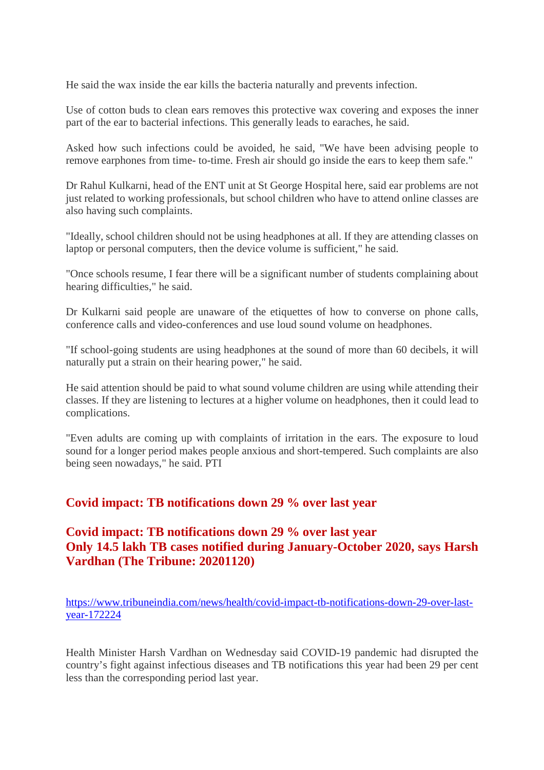He said the wax inside the ear kills the bacteria naturally and prevents infection.

Use of cotton buds to clean ears removes this protective wax covering and exposes the inner part of the ear to bacterial infections. This generally leads to earaches, he said.

Asked how such infections could be avoided, he said, "We have been advising people to remove earphones from time- to-time. Fresh air should go inside the ears to keep them safe."

Dr Rahul Kulkarni, head of the ENT unit at St George Hospital here, said ear problems are not just related to working professionals, but school children who have to attend online classes are also having such complaints.

"Ideally, school children should not be using headphones at all. If they are attending classes on laptop or personal computers, then the device volume is sufficient," he said.

"Once schools resume, I fear there will be a significant number of students complaining about hearing difficulties," he said.

Dr Kulkarni said people are unaware of the etiquettes of how to converse on phone calls, conference calls and video-conferences and use loud sound volume on headphones.

"If school-going students are using headphones at the sound of more than 60 decibels, it will naturally put a strain on their hearing power," he said.

He said attention should be paid to what sound volume children are using while attending their classes. If they are listening to lectures at a higher volume on headphones, then it could lead to complications.

"Even adults are coming up with complaints of irritation in the ears. The exposure to loud sound for a longer period makes people anxious and short-tempered. Such complaints are also being seen nowadays," he said. PTI

## Covid impact: TB notifications down 29 % over last year

## Covid impact: TB notifications down 29 % over last year
## Only 14.5 lakh TB cases notified during January-October 2020, says Harsh Vardhan (The Tribune: 20201120)

https://www.tribuneindia.com/news/health/covid-impact-tb-notifications-down-29-over-last-year-172224

Health Minister Harsh Vardhan on Wednesday said COVID-19 pandemic had disrupted the country's fight against infectious diseases and TB notifications this year had been 29 per cent less than the corresponding period last year.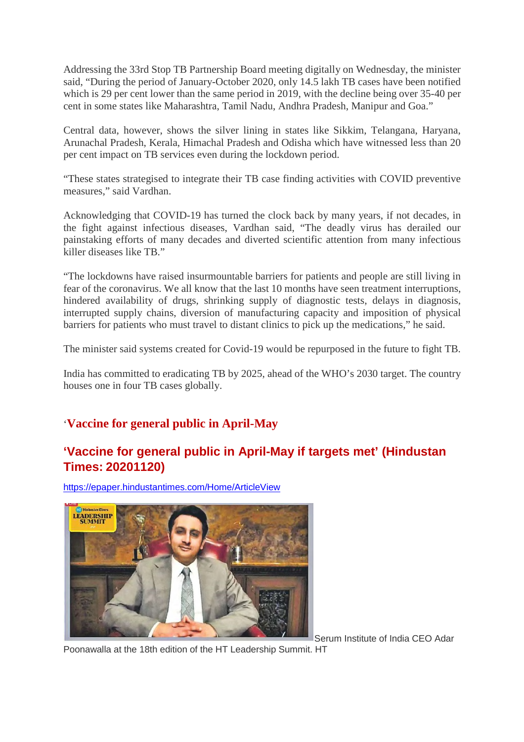Addressing the 33rd Stop TB Partnership Board meeting digitally on Wednesday, the minister said, "During the period of January-October 2020, only 14.5 lakh TB cases have been notified which is 29 per cent lower than the same period in 2019, with the decline being over 35-40 per cent in some states like Maharashtra, Tamil Nadu, Andhra Pradesh, Manipur and Goa."

Central data, however, shows the silver lining in states like Sikkim, Telangana, Haryana, Arunachal Pradesh, Kerala, Himachal Pradesh and Odisha which have witnessed less than 20 per cent impact on TB services even during the lockdown period.

"These states strategised to integrate their TB case finding activities with COVID preventive measures," said Vardhan.

Acknowledging that COVID-19 has turned the clock back by many years, if not decades, in the fight against infectious diseases, Vardhan said, "The deadly virus has derailed our painstaking efforts of many decades and diverted scientific attention from many infectious killer diseases like TB."

"The lockdowns have raised insurmountable barriers for patients and people are still living in fear of the coronavirus. We all know that the last 10 months have seen treatment interruptions, hindered availability of drugs, shrinking supply of diagnostic tests, delays in diagnosis, interrupted supply chains, diversion of manufacturing capacity and imposition of physical barriers for patients who must travel to distant clinics to pick up the medications," he said.

The minister said systems created for Covid-19 would be repurposed in the future to fight TB.

India has committed to eradicating TB by 2025, ahead of the WHO's 2030 target. The country houses one in four TB cases globally.

### 'Vaccine for general public in April-May

## 'Vaccine for general public in April-May if targets met' (Hindustan Times: 20201120)

https://epaper.hindustantimes.com/Home/ArticleView

Serum Institute of India CEO Adar Poonawalla at the 18th edition of the HT Leadership Summit. HT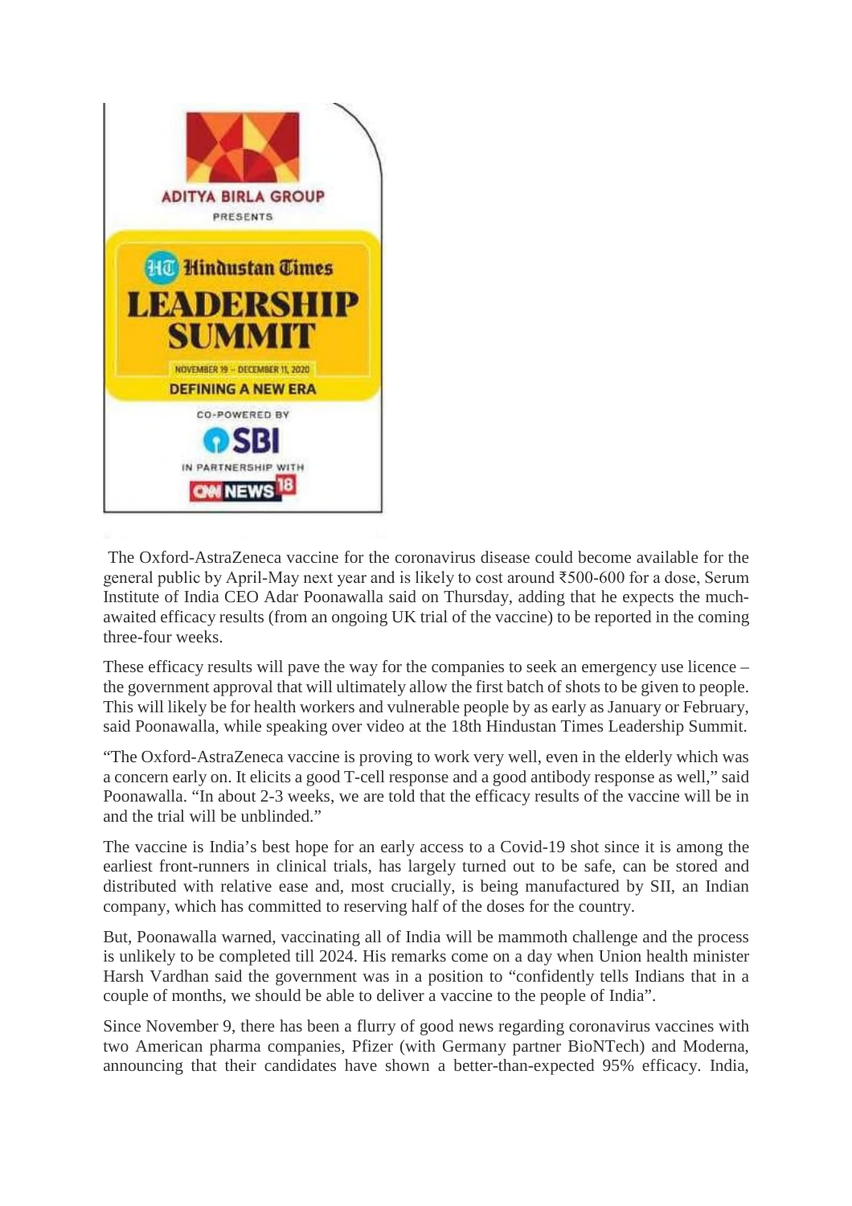The Oxford-AstraZeneca vaccine for the coronavirus disease could become available for the general public by April-May next year and is likely to cost around ₹500-600 for a dose, Serum Institute of India CEO Adar Poonawalla said on Thursday, adding that he expects the much-awaited efficacy results (from an ongoing UK trial of the vaccine) to be reported in the coming three-four weeks.

These efficacy results will pave the way for the companies to seek an emergency use licence – the government approval that will ultimately allow the first batch of shots to be given to people. This will likely be for health workers and vulnerable people by as early as January or February, said Poonawalla, while speaking over video at the 18th Hindustan Times Leadership Summit.

"The Oxford-AstraZeneca vaccine is proving to work very well, even in the elderly which was a concern early on. It elicits a good T-cell response and a good antibody response as well," said Poonawalla. "In about 2-3 weeks, we are told that the efficacy results of the vaccine will be in and the trial will be unblinded."

The vaccine is India's best hope for an early access to a Covid-19 shot since it is among the earliest front-runners in clinical trials, has largely turned out to be safe, can be stored and distributed with relative ease and, most crucially, is being manufactured by SII, an Indian company, which has committed to reserving half of the doses for the country.

But, Poonawalla warned, vaccinating all of India will be mammoth challenge and the process is unlikely to be completed till 2024. His remarks come on a day when Union health minister Harsh Vardhan said the government was in a position to "confidently tells Indians that in a couple of months, we should be able to deliver a vaccine to the people of India".

Since November 9, there has been a flurry of good news regarding coronavirus vaccines with two American pharma companies, Pfizer (with Germany partner BioNTech) and Moderna, announcing that their candidates have shown a better-than-expected 95% efficacy. India,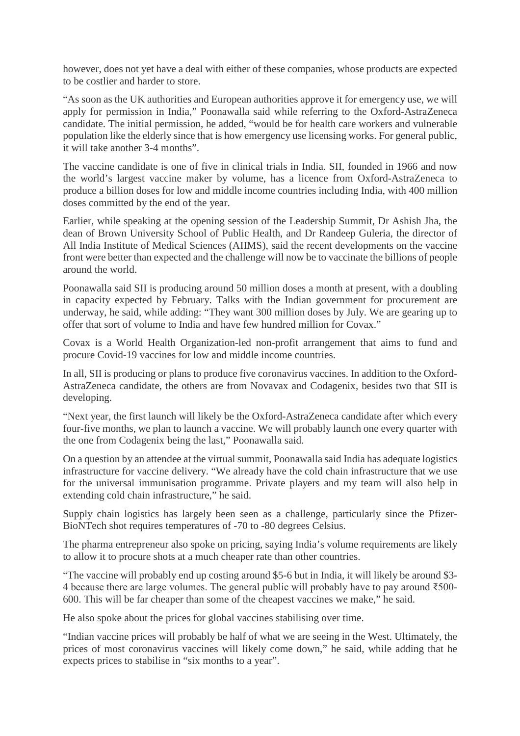however, does not yet have a deal with either of these companies, whose products are expected to be costlier and harder to store.

"As soon as the UK authorities and European authorities approve it for emergency use, we will apply for permission in India," Poonawalla said while referring to the Oxford-AstraZeneca candidate. The initial permission, he added, "would be for health care workers and vulnerable population like the elderly since that is how emergency use licensing works. For general public, it will take another 3-4 months".

The vaccine candidate is one of five in clinical trials in India. SII, founded in 1966 and now the world's largest vaccine maker by volume, has a licence from Oxford-AstraZeneca to produce a billion doses for low and middle income countries including India, with 400 million doses committed by the end of the year.

Earlier, while speaking at the opening session of the Leadership Summit, Dr Ashish Jha, the dean of Brown University School of Public Health, and Dr Randeep Guleria, the director of All India Institute of Medical Sciences (AIIMS), said the recent developments on the vaccine front were better than expected and the challenge will now be to vaccinate the billions of people around the world.

Poonawalla said SII is producing around 50 million doses a month at present, with a doubling in capacity expected by February. Talks with the Indian government for procurement are underway, he said, while adding: "They want 300 million doses by July. We are gearing up to offer that sort of volume to India and have few hundred million for Covax."

Covax is a World Health Organization-led non-profit arrangement that aims to fund and procure Covid-19 vaccines for low and middle income countries.

In all, SII is producing or plans to produce five coronavirus vaccines. In addition to the Oxford-AstraZeneca candidate, the others are from Novavax and Codagenix, besides two that SII is developing.

"Next year, the first launch will likely be the Oxford-AstraZeneca candidate after which every four-five months, we plan to launch a vaccine. We will probably launch one every quarter with the one from Codagenix being the last," Poonawalla said.

On a question by an attendee at the virtual summit, Poonawalla said India has adequate logistics infrastructure for vaccine delivery. "We already have the cold chain infrastructure that we use for the universal immunisation programme. Private players and my team will also help in extending cold chain infrastructure," he said.

Supply chain logistics has largely been seen as a challenge, particularly since the Pfizer-BioNTech shot requires temperatures of -70 to -80 degrees Celsius.

The pharma entrepreneur also spoke on pricing, saying India's volume requirements are likely to allow it to procure shots at a much cheaper rate than other countries.

"The vaccine will probably end up costing around $5-6 but in India, it will likely be around $3-4 because there are large volumes. The general public will probably have to pay around ₹500-600. This will be far cheaper than some of the cheapest vaccines we make," he said.

He also spoke about the prices for global vaccines stabilising over time.

"Indian vaccine prices will probably be half of what we are seeing in the West. Ultimately, the prices of most coronavirus vaccines will likely come down," he said, while adding that he expects prices to stabilise in "six months to a year".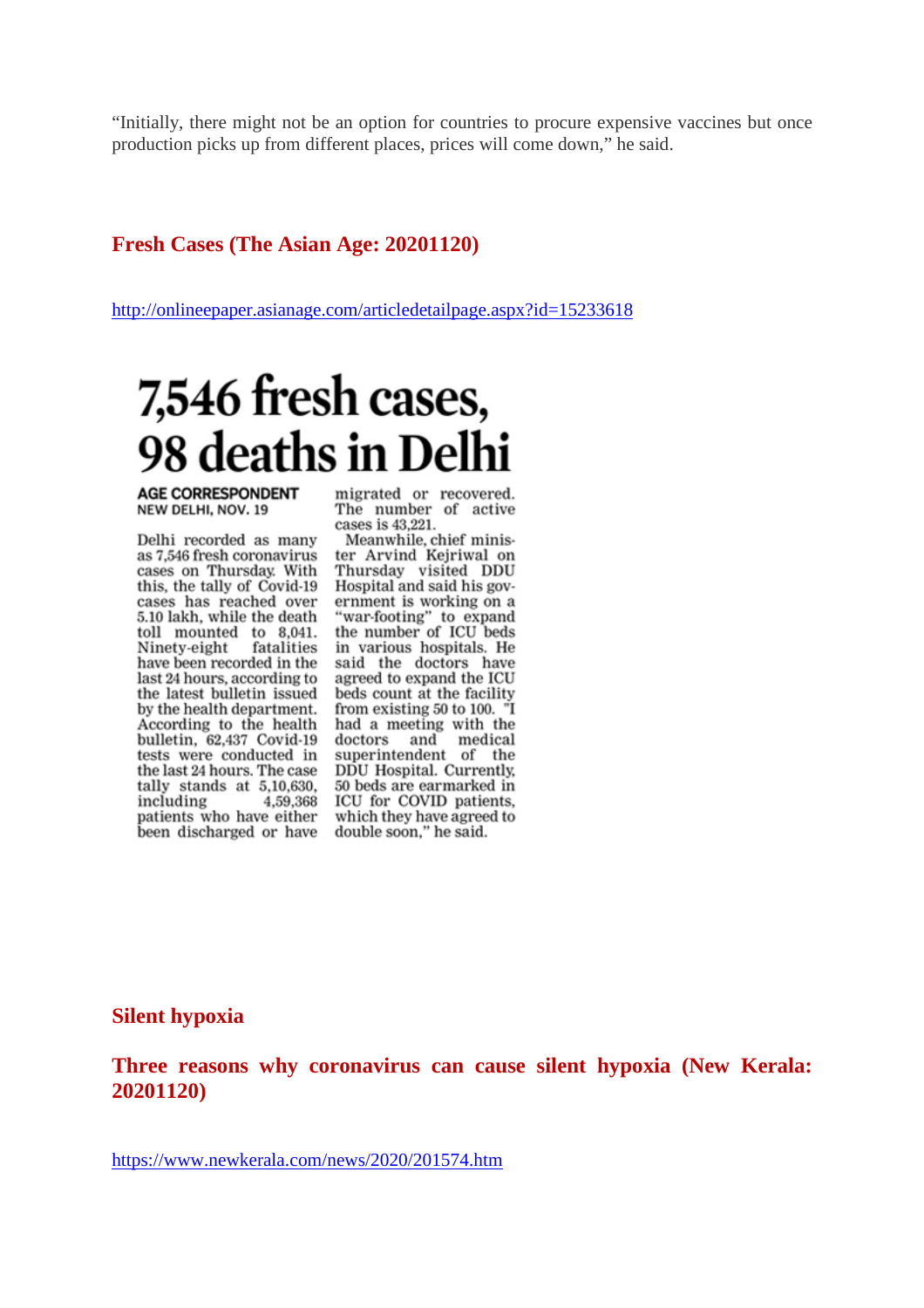"Initially, there might not be an option for countries to procure expensive vaccines but once production picks up from different places, prices will come down," he said.

## Fresh Cases (The Asian Age: 20201120)

http://onlineepaper.asianage.com/articledetailpage.aspx?id=15233618

# 7,546 fresh cases, 98 deaths in Delhi

**AGE CORRESPONDENT**
NEW DELHI, NOV. 19

Delhi recorded as many as 7,546 fresh coronavirus cases on Thursday. With this, the tally of Covid-19 cases has reached over 5.10 lakh, while the death toll mounted to 8,041. Ninety-eight fatalities have been recorded in the last 24 hours, according to the latest bulletin issued by the health department. According to the health bulletin, 62,437 Covid-19 tests were conducted in the last 24 hours. The case tally stands at 5,10,630, including 4,59,368 patients who have either been discharged or have migrated or recovered. The number of active cases is 43,221.

Meanwhile, chief minister Arvind Kejriwal on Thursday visited DDU Hospital and said his government is working on a "war-footing" to expand the number of ICU beds in various hospitals. He said the doctors have agreed to expand the ICU beds count at the facility from existing 50 to 100. "I had a meeting with the doctors and medical superintendent of the DDU Hospital. Currently, 50 beds are earmarked in ICU for COVID patients, which they have agreed to double soon," he said.

## Silent hypoxia

## Three reasons why coronavirus can cause silent hypoxia (New Kerala: 20201120)

https://www.newkerala.com/news/2020/201574.htm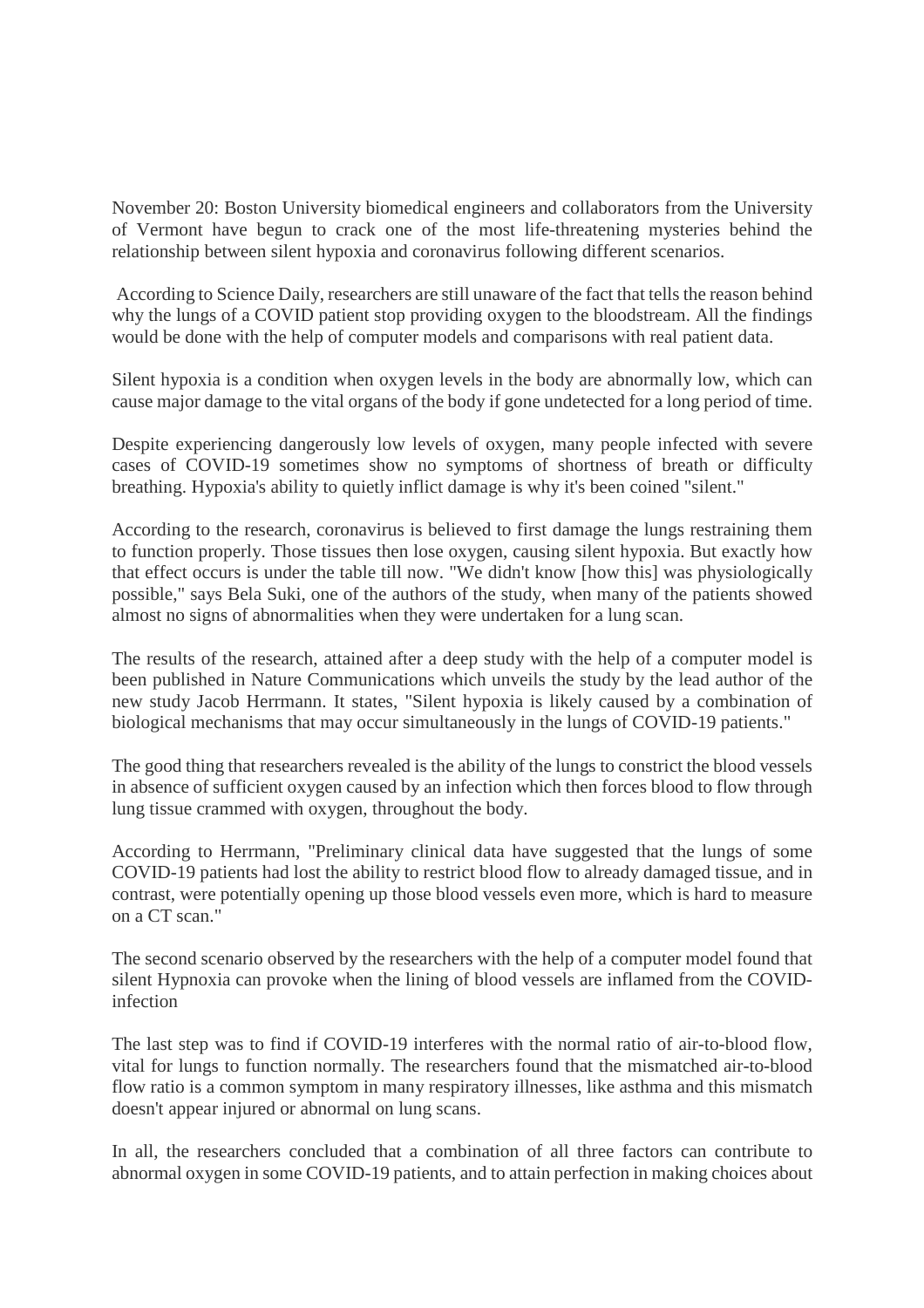November 20: Boston University biomedical engineers and collaborators from the University of Vermont have begun to crack one of the most life-threatening mysteries behind the relationship between silent hypoxia and coronavirus following different scenarios.

According to Science Daily, researchers are still unaware of the fact that tells the reason behind why the lungs of a COVID patient stop providing oxygen to the bloodstream. All the findings would be done with the help of computer models and comparisons with real patient data.

Silent hypoxia is a condition when oxygen levels in the body are abnormally low, which can cause major damage to the vital organs of the body if gone undetected for a long period of time.

Despite experiencing dangerously low levels of oxygen, many people infected with severe cases of COVID-19 sometimes show no symptoms of shortness of breath or difficulty breathing. Hypoxia's ability to quietly inflict damage is why it's been coined "silent."

According to the research, coronavirus is believed to first damage the lungs restraining them to function properly. Those tissues then lose oxygen, causing silent hypoxia. But exactly how that effect occurs is under the table till now. "We didn't know [how this] was physiologically possible," says Bela Suki, one of the authors of the study, when many of the patients showed almost no signs of abnormalities when they were undertaken for a lung scan.

The results of the research, attained after a deep study with the help of a computer model is been published in Nature Communications which unveils the study by the lead author of the new study Jacob Herrmann. It states, "Silent hypoxia is likely caused by a combination of biological mechanisms that may occur simultaneously in the lungs of COVID-19 patients."

The good thing that researchers revealed is the ability of the lungs to constrict the blood vessels in absence of sufficient oxygen caused by an infection which then forces blood to flow through lung tissue crammed with oxygen, throughout the body.

According to Herrmann, "Preliminary clinical data have suggested that the lungs of some COVID-19 patients had lost the ability to restrict blood flow to already damaged tissue, and in contrast, were potentially opening up those blood vessels even more, which is hard to measure on a CT scan."

The second scenario observed by the researchers with the help of a computer model found that silent Hypnoxia can provoke when the lining of blood vessels are inflamed from the COVID-infection

The last step was to find if COVID-19 interferes with the normal ratio of air-to-blood flow, vital for lungs to function normally. The researchers found that the mismatched air-to-blood flow ratio is a common symptom in many respiratory illnesses, like asthma and this mismatch doesn't appear injured or abnormal on lung scans.

In all, the researchers concluded that a combination of all three factors can contribute to abnormal oxygen in some COVID-19 patients, and to attain perfection in making choices about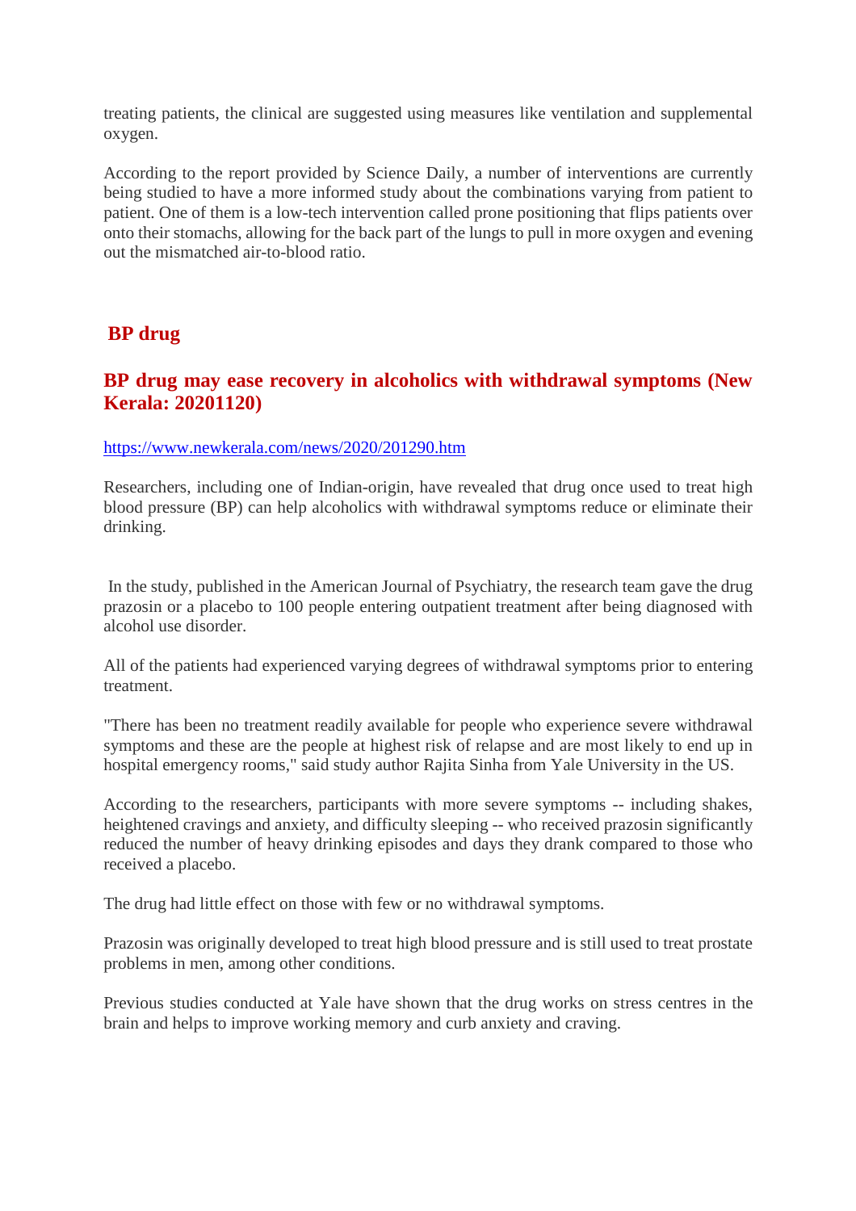treating patients, the clinical are suggested using measures like ventilation and supplemental oxygen.

According to the report provided by Science Daily, a number of interventions are currently being studied to have a more informed study about the combinations varying from patient to patient. One of them is a low-tech intervention called prone positioning that flips patients over onto their stomachs, allowing for the back part of the lungs to pull in more oxygen and evening out the mismatched air-to-blood ratio.

## BP drug

### BP drug may ease recovery in alcoholics with withdrawal symptoms (New Kerala: 20201120)

https://www.newkerala.com/news/2020/201290.htm

Researchers, including one of Indian-origin, have revealed that drug once used to treat high blood pressure (BP) can help alcoholics with withdrawal symptoms reduce or eliminate their drinking.

In the study, published in the American Journal of Psychiatry, the research team gave the drug prazosin or a placebo to 100 people entering outpatient treatment after being diagnosed with alcohol use disorder.

All of the patients had experienced varying degrees of withdrawal symptoms prior to entering treatment.

"There has been no treatment readily available for people who experience severe withdrawal symptoms and these are the people at highest risk of relapse and are most likely to end up in hospital emergency rooms," said study author Rajita Sinha from Yale University in the US.

According to the researchers, participants with more severe symptoms -- including shakes, heightened cravings and anxiety, and difficulty sleeping -- who received prazosin significantly reduced the number of heavy drinking episodes and days they drank compared to those who received a placebo.

The drug had little effect on those with few or no withdrawal symptoms.

Prazosin was originally developed to treat high blood pressure and is still used to treat prostate problems in men, among other conditions.

Previous studies conducted at Yale have shown that the drug works on stress centres in the brain and helps to improve working memory and curb anxiety and craving.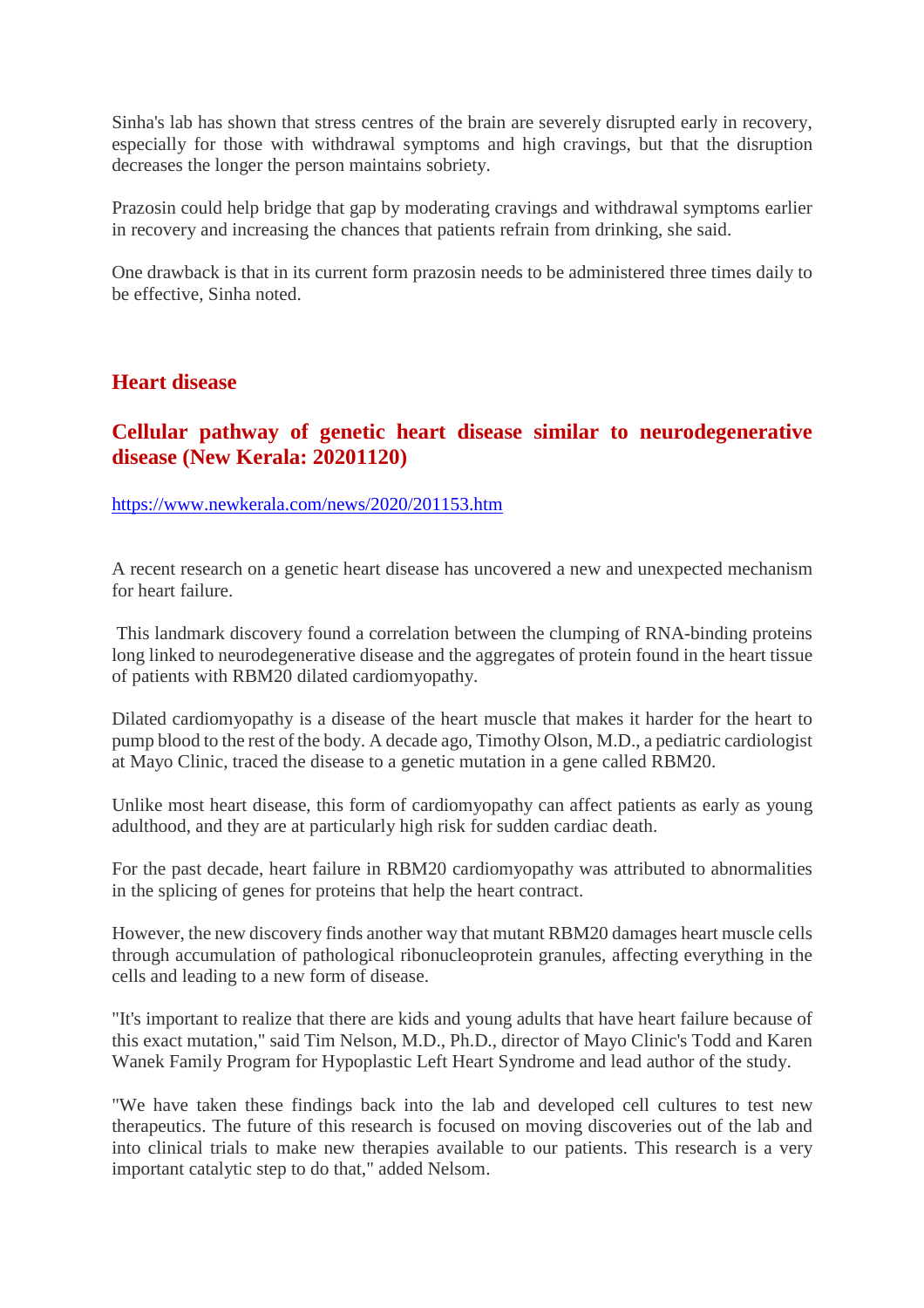Sinha's lab has shown that stress centres of the brain are severely disrupted early in recovery, especially for those with withdrawal symptoms and high cravings, but that the disruption decreases the longer the person maintains sobriety.

Prazosin could help bridge that gap by moderating cravings and withdrawal symptoms earlier in recovery and increasing the chances that patients refrain from drinking, she said.

One drawback is that in its current form prazosin needs to be administered three times daily to be effective, Sinha noted.

## Heart disease

### Cellular pathway of genetic heart disease similar to neurodegenerative disease (New Kerala: 20201120)

https://www.newkerala.com/news/2020/201153.htm

A recent research on a genetic heart disease has uncovered a new and unexpected mechanism for heart failure.

This landmark discovery found a correlation between the clumping of RNA-binding proteins long linked to neurodegenerative disease and the aggregates of protein found in the heart tissue of patients with RBM20 dilated cardiomyopathy.

Dilated cardiomyopathy is a disease of the heart muscle that makes it harder for the heart to pump blood to the rest of the body. A decade ago, Timothy Olson, M.D., a pediatric cardiologist at Mayo Clinic, traced the disease to a genetic mutation in a gene called RBM20.

Unlike most heart disease, this form of cardiomyopathy can affect patients as early as young adulthood, and they are at particularly high risk for sudden cardiac death.

For the past decade, heart failure in RBM20 cardiomyopathy was attributed to abnormalities in the splicing of genes for proteins that help the heart contract.

However, the new discovery finds another way that mutant RBM20 damages heart muscle cells through accumulation of pathological ribonucleoprotein granules, affecting everything in the cells and leading to a new form of disease.

"It's important to realize that there are kids and young adults that have heart failure because of this exact mutation," said Tim Nelson, M.D., Ph.D., director of Mayo Clinic's Todd and Karen Wanek Family Program for Hypoplastic Left Heart Syndrome and lead author of the study.

"We have taken these findings back into the lab and developed cell cultures to test new therapeutics. The future of this research is focused on moving discoveries out of the lab and into clinical trials to make new therapies available to our patients. This research is a very important catalytic step to do that," added Nelsom.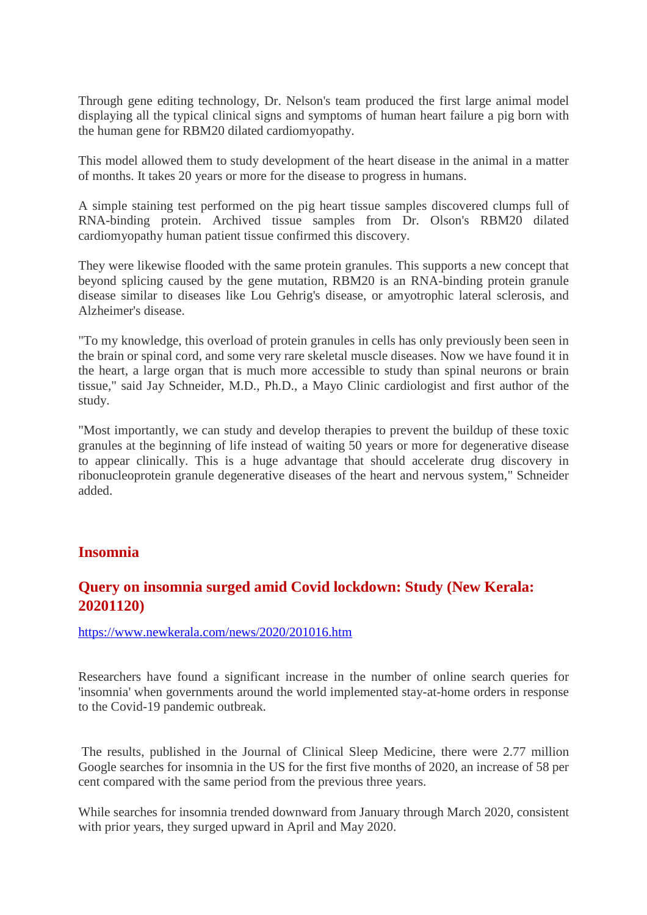Through gene editing technology, Dr. Nelson's team produced the first large animal model displaying all the typical clinical signs and symptoms of human heart failure a pig born with the human gene for RBM20 dilated cardiomyopathy.

This model allowed them to study development of the heart disease in the animal in a matter of months. It takes 20 years or more for the disease to progress in humans.

A simple staining test performed on the pig heart tissue samples discovered clumps full of RNA-binding protein. Archived tissue samples from Dr. Olson's RBM20 dilated cardiomyopathy human patient tissue confirmed this discovery.

They were likewise flooded with the same protein granules. This supports a new concept that beyond splicing caused by the gene mutation, RBM20 is an RNA-binding protein granule disease similar to diseases like Lou Gehrig's disease, or amyotrophic lateral sclerosis, and Alzheimer's disease.

"To my knowledge, this overload of protein granules in cells has only previously been seen in the brain or spinal cord, and some very rare skeletal muscle diseases. Now we have found it in the heart, a large organ that is much more accessible to study than spinal neurons or brain tissue," said Jay Schneider, M.D., Ph.D., a Mayo Clinic cardiologist and first author of the study.

"Most importantly, we can study and develop therapies to prevent the buildup of these toxic granules at the beginning of life instead of waiting 50 years or more for degenerative disease to appear clinically. This is a huge advantage that should accelerate drug discovery in ribonucleoprotein granule degenerative diseases of the heart and nervous system," Schneider added.

## Insomnia

### Query on insomnia surged amid Covid lockdown: Study (New Kerala: 20201120)

https://www.newkerala.com/news/2020/201016.htm

Researchers have found a significant increase in the number of online search queries for 'insomnia' when governments around the world implemented stay-at-home orders in response to the Covid-19 pandemic outbreak.

The results, published in the Journal of Clinical Sleep Medicine, there were 2.77 million Google searches for insomnia in the US for the first five months of 2020, an increase of 58 per cent compared with the same period from the previous three years.

While searches for insomnia trended downward from January through March 2020, consistent with prior years, they surged upward in April and May 2020.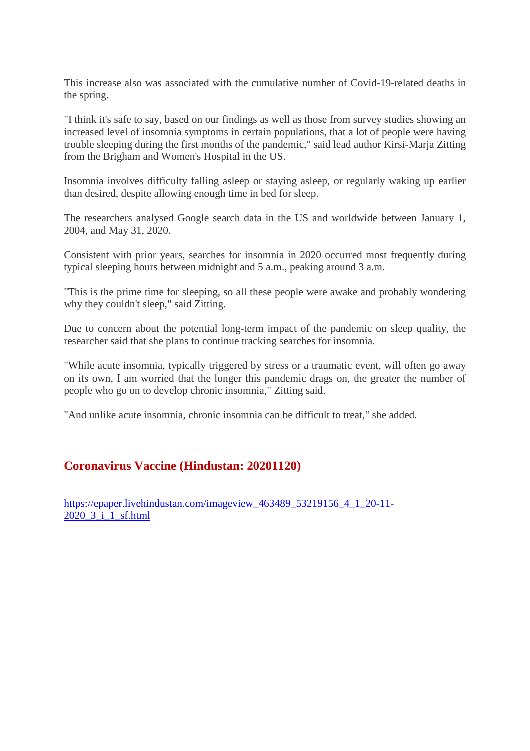This increase also was associated with the cumulative number of Covid-19-related deaths in the spring.

"I think it's safe to say, based on our findings as well as those from survey studies showing an increased level of insomnia symptoms in certain populations, that a lot of people were having trouble sleeping during the first months of the pandemic," said lead author Kirsi-Marja Zitting from the Brigham and Women's Hospital in the US.

Insomnia involves difficulty falling asleep or staying asleep, or regularly waking up earlier than desired, despite allowing enough time in bed for sleep.

The researchers analysed Google search data in the US and worldwide between January 1, 2004, and May 31, 2020.

Consistent with prior years, searches for insomnia in 2020 occurred most frequently during typical sleeping hours between midnight and 5 a.m., peaking around 3 a.m.

"This is the prime time for sleeping, so all these people were awake and probably wondering why they couldn't sleep," said Zitting.

Due to concern about the potential long-term impact of the pandemic on sleep quality, the researcher said that she plans to continue tracking searches for insomnia.

"While acute insomnia, typically triggered by stress or a traumatic event, will often go away on its own, I am worried that the longer this pandemic drags on, the greater the number of people who go on to develop chronic insomnia," Zitting said.

"And unlike acute insomnia, chronic insomnia can be difficult to treat," she added.

## Coronavirus Vaccine (Hindustan: 20201120)

https://epaper.livehindustan.com/imageview_463489_53219156_4_1_20-11-2020_3_i_1_sf.html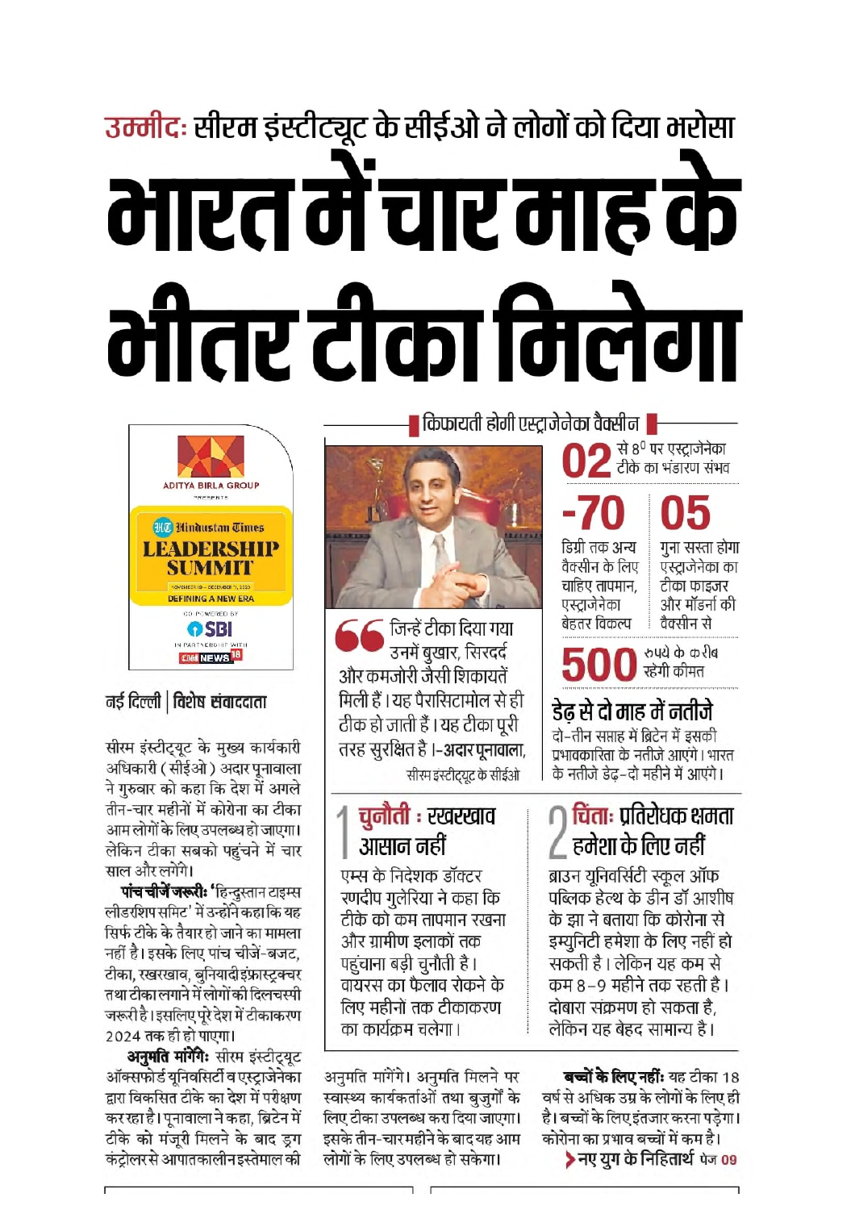**उम्मीदः सीरम इंस्टीट्यूट के सीईओ ने लोगों को दिया भरोसा**

# भारत में चार माह के भीतर टीका मिलेगा

ADITYA BIRLA GROUP PRESENTS
Hindustan Times LEADERSHIP SUMMIT
NOVEMBER 16 – DECEMBER 11, 2020
DEFINING A NEW ERA
CO-POWERED BY SBI
IN PARTNERSHIP WITH CNN NEWS18

नई दिल्ली | विशेष संवाददाता

सीरम इंस्टीट्यूट के मुख्य कार्यकारी अधिकारी (सीईओ) अदार पूनावाला ने गुरुवार को कहा कि देश में अगले तीन-चार महीनों में कोरोना का टीका आम लोगों के लिए उपलब्ध हो जाएगा। लेकिन टीका सबको पहुंचने में चार साल और लगेंगे।

**पांच चीजें जरूरीः** 'हिन्दुस्तान टाइम्स लीडरशिप समिट' में उन्होंने कहा कि यह सिर्फ टीके के तैयार हो जाने का मामला नहीं है। इसके लिए पांच चीजें-बजट, टीका, रखरखाव, बुनियादी इंफ्रास्ट्रक्चर तथा टीका लगाने में लोगों की दिलचस्पी जरूरी है। इसलिए पूरे देश में टीकाकरण 2024 तक ही हो पाएगा।

**अनुमति मांगेंगेः** सीरम इंस्टीट्यूट ऑक्सफोर्ड यूनिवर्सिटी व एस्ट्राजेनेका द्वारा विकसित टीके का देश में परीक्षण कर रहा है। पूनावाला ने कहा, ब्रिटेन में टीके को मंजूरी मिलने के बाद ड्रग कंट्रोलर से आपातकालीन इस्तेमाल की अनुमति मांगेंगे। अनुमति मिलने पर स्वास्थ्य कार्यकर्ताओं तथा बुजुर्गों के लिए टीका उपलब्ध करा दिया जाएगा। इसके तीन-चार महीने के बाद यह आम लोगों के लिए उपलब्ध हो सकेगा।

**बच्चों के लिए नहींः** यह टीका 18 वर्ष से अधिक उम्र के लोगों के लिए ही है। बच्चों के लिए इंतजार करना पड़ेगा। कोरोना का प्रभाव बच्चों में कम है।

> नए युग के निहितार्थ पेज 09

## किफायती होगी एस्ट्राजेनेका वैक्सीन

**02** से 8° पर एस्ट्राजेनेका टीके का भंडारण संभव

**-70** डिग्री तक अन्य वैक्सीन के लिए चाहिए तापमान, एस्ट्राजेनेका बेहतर विकल्प

**05** गुना सस्ता होगा एस्ट्राजेनेका का टीका फाइजर और मॉडर्ना की वैक्सीन से

**500** रुपये के करीब रहेगी कीमत

"जिन्हें टीका दिया गया उनमें बुखार, सिरदर्द और कमजोरी जैसी शिकायतें मिली हैं। यह पैरासिटामोल से ही ठीक हो जाती हैं। यह टीका पूरी तरह सुरक्षित है।" **-अदार पूनावाला,** सीरम इंस्टीट्यूट के सीईओ

### डेढ़ से दो माह में नतीजे

दो-तीन सप्ताह में ब्रिटेन में इसकी प्रभावकारिता के नतीजे आएंगे। भारत के नतीजे डेढ़-दो महीने में आएंगे।

### 1 चुनौती : रखरखाव आसान नहीं

एम्स के निदेशक डॉक्टर रणदीप गुलेरिया ने कहा कि टीके को कम तापमान रखना और ग्रामीण इलाकों तक पहुंचाना बड़ी चुनौती है। वायरस का फैलाव रोकने के लिए महीनों तक टीकाकरण का कार्यक्रम चलेगा।

### 2 चिंताः प्रतिरोधक क्षमता हमेशा के लिए नहीं

ब्राउन यूनिवर्सिटी स्कूल ऑफ पब्लिक हेल्थ के डीन डॉ आशीष के झा ने बताया कि कोरोना से इम्युनिटी हमेशा के लिए नहीं हो सकती है। लेकिन यह कम से कम 8-9 महीने तक रहती है। दोबारा संक्रमण हो सकता है, लेकिन यह बेहद सामान्य है।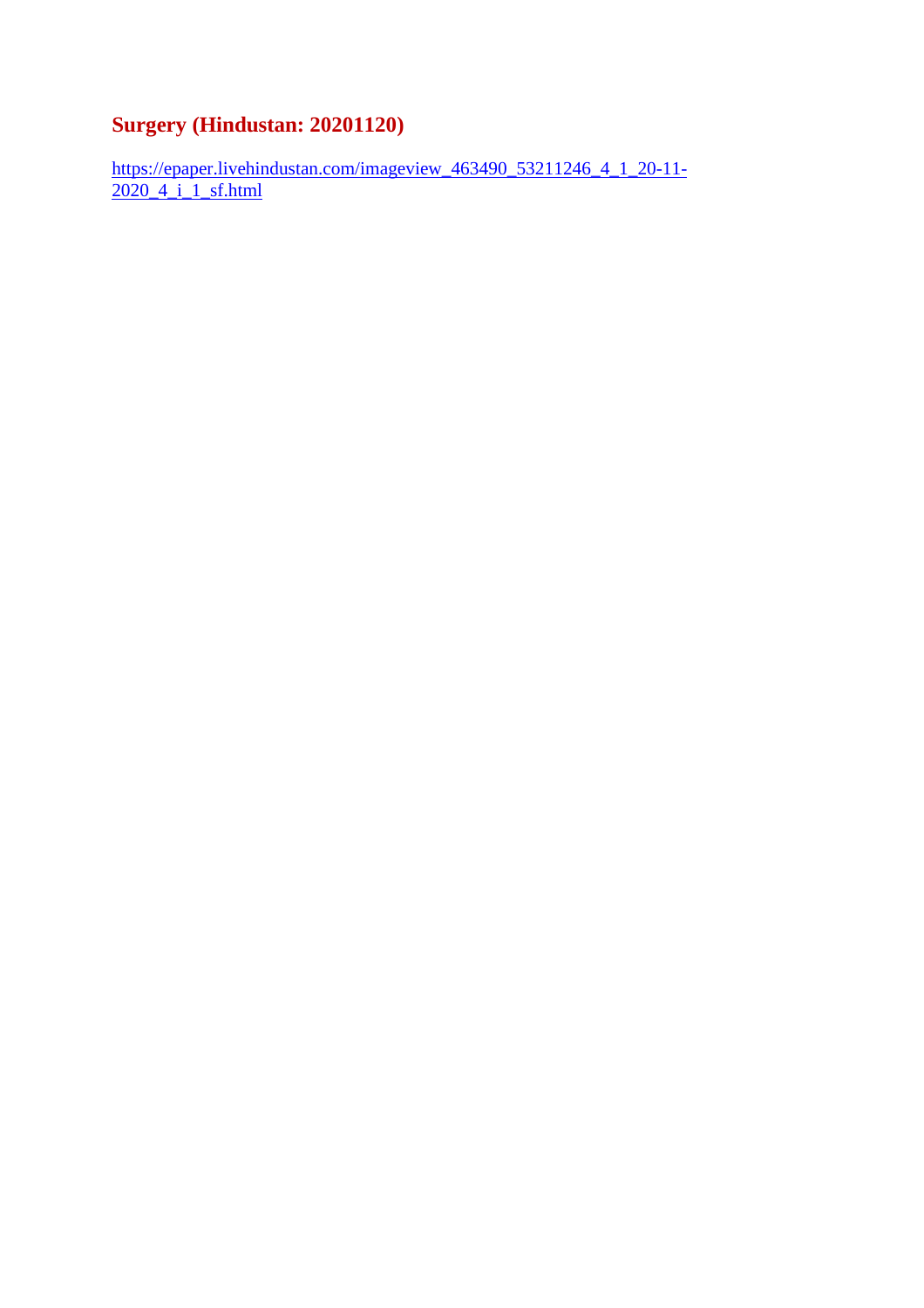## Surgery (Hindustan: 20201120)

https://epaper.livehindustan.com/imageview_463490_53211246_4_1_20-11-2020_4_i_1_sf.html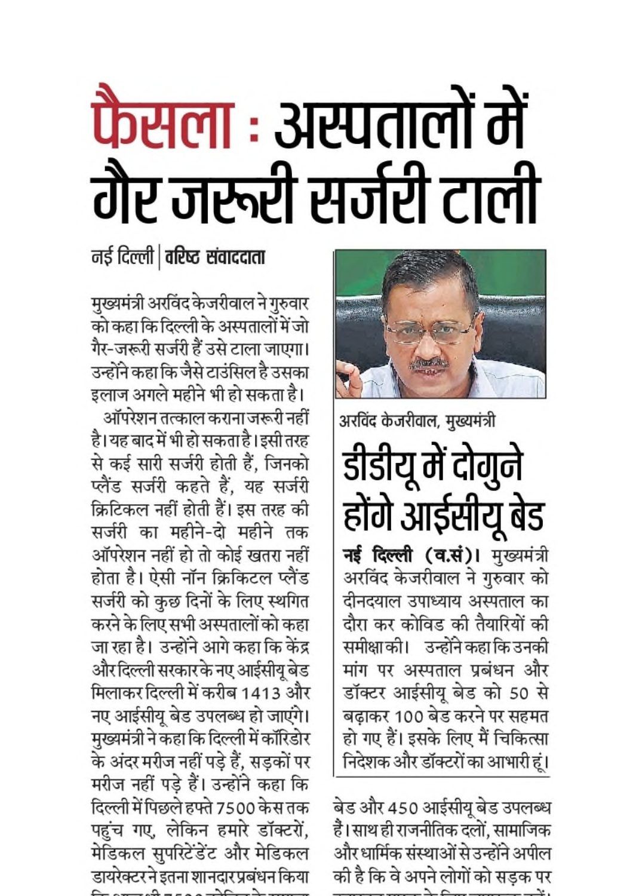# फैसला : अस्पतालों में गैर जरूरी सर्जरी टाली

नई दिल्ली | **वरिष्ठ संवाददाता**

मुख्यमंत्री अरविंद केजरीवाल ने गुरुवार को कहा कि दिल्ली के अस्पतालों में जो गैर-जरूरी सर्जरी हैं उसे टाला जाएगा। उन्होंने कहा कि जैसे टाउंसिल है उसका इलाज अगले महीने भी हो सकता है।

ऑपरेशन तत्काल कराना जरूरी नहीं है। यह बाद में भी हो सकता है। इसी तरह से कई सारी सर्जरी होती हैं, जिनको प्लैंड सर्जरी कहते हैं, यह सर्जरी क्रिटिकल नहीं होती हैं। इस तरह की सर्जरी का महीने-दो महीने तक ऑपरेशन नहीं हो तो कोई खतरा नहीं होता है। ऐसी नॉन क्रिकिटल प्लैंड सर्जरी को कुछ दिनों के लिए स्थगित करने के लिए सभी अस्पतालों को कहा जा रहा है। उन्होंने आगे कहा कि केंद्र और दिल्ली सरकार के नए आईसीयू बेड मिलाकर दिल्ली में करीब 1413 और नए आईसीयू बेड उपलब्ध हो जाएंगे। मुख्यमंत्री ने कहा कि दिल्ली में कॉरिडोर के अंदर मरीज नहीं पड़े हैं, सड़कों पर मरीज नहीं पड़े हैं। उन्होंने कहा कि दिल्ली में पिछले हफ्ते 7500 केस तक पहुंच गए, लेकिन हमारे डॉक्टरों, मेडिकल सुपरिटेंडेंट और मेडिकल डायरेक्टर ने इतना शानदार प्रबंधन किया

बेड और 450 आईसीयू बेड उपलब्ध हैं। साथ ही राजनीतिक दलों, सामाजिक और धार्मिक संस्थाओं से उन्होंने अपील की है कि वे अपने लोगों को सड़क पर

अरविंद केजरीवाल, मुख्यमंत्री

## डीडीयू में दोगुने होंगे आईसीयू बेड

**नई दिल्ली (व.सं)।** मुख्यमंत्री अरविंद केजरीवाल ने गुरुवार को दीनदयाल उपाध्याय अस्पताल का दौरा कर कोविड की तैयारियों की समीक्षा की। उन्होंने कहा कि उनकी मांग पर अस्पताल प्रबंधन और डॉक्टर आईसीयू बेड को 50 से बढ़ाकर 100 बेड करने पर सहमत हो गए हैं। इसके लिए मैं चिकित्सा निदेशक और डॉक्टरों का आभारी हूं।